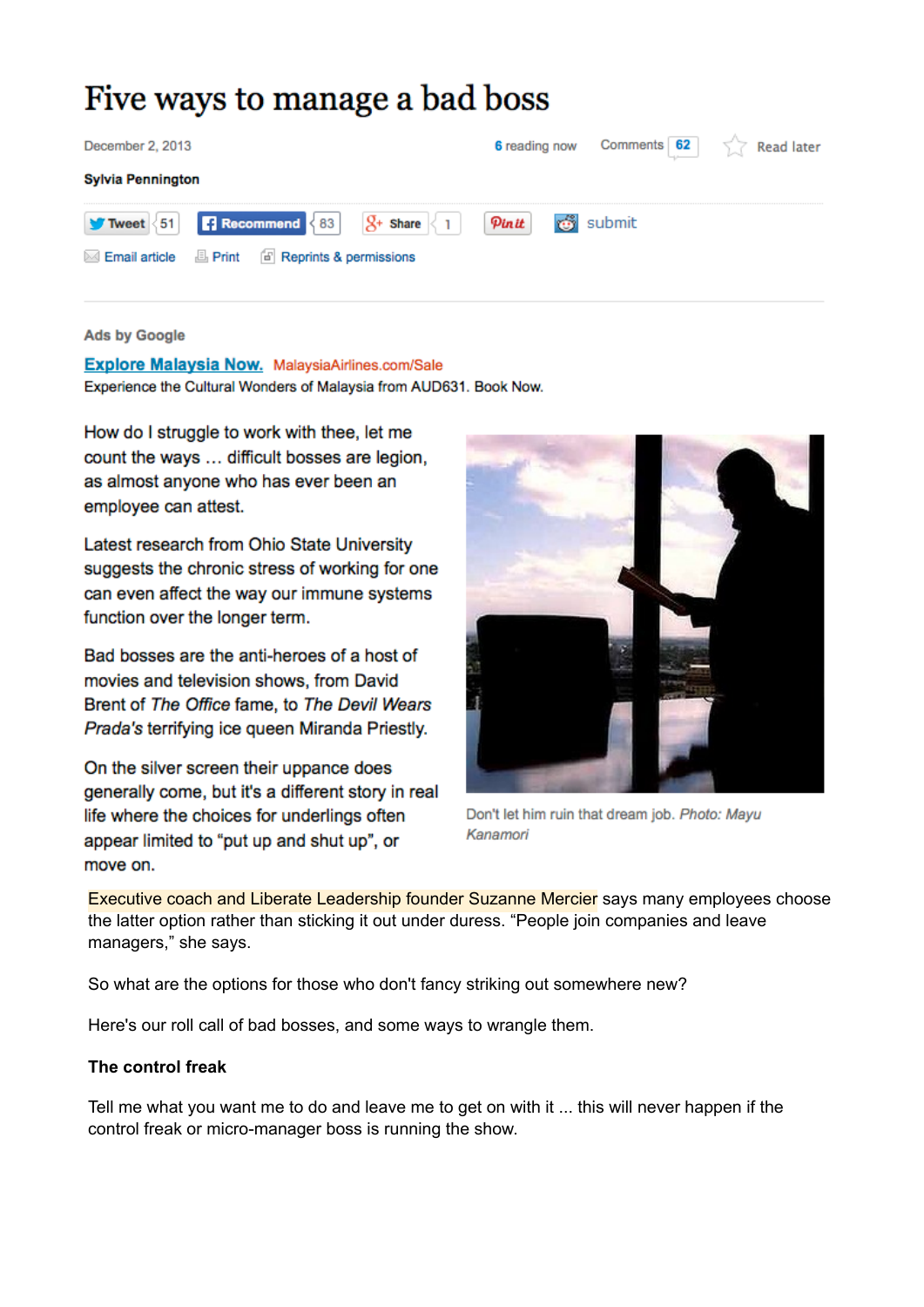# Five ways to manage a bad boss

December 2, 2013

6 reading now Comments 62 Read later

**Sylvia Pennington**

Tweet 51 Recommend 83 Share 1 Pin it submit

Email article Print Reprints & permissions

Ads by Google

Explore Malaysia Now. MalaysiaAirlines.com/Sale

Experience the Cultural Wonders of Malaysia from AUD631. Book Now.

How do I struggle to work with thee, let me count the ways … difficult bosses are legion, as almost anyone who has ever been an employee can attest.

Latest research from Ohio State University suggests the chronic stress of working for one can even affect the way our immune systems function over the longer term.

Bad bosses are the anti-heroes of a host of movies and television shows, from David Brent of *The Office* fame, to *The Devil Wears Prada's* terrifying ice queen Miranda Priestly.

On the silver screen their uppance does generally come, but it's a different story in real life where the choices for underlings often appear limited to “put up and shut up”, or move on.

Don't let him ruin that dream job. *Photo: Mayu Kanamori*

Executive coach and Liberate Leadership founder Suzanne Mercier says many employees choose the latter option rather than sticking it out under duress. “People join companies and leave managers,” she says.

So what are the options for those who don't fancy striking out somewhere new?

Here's our roll call of bad bosses, and some ways to wrangle them.

**The control freak**

Tell me what you want me to do and leave me to get on with it ... this will never happen if the control freak or micro-manager boss is running the show.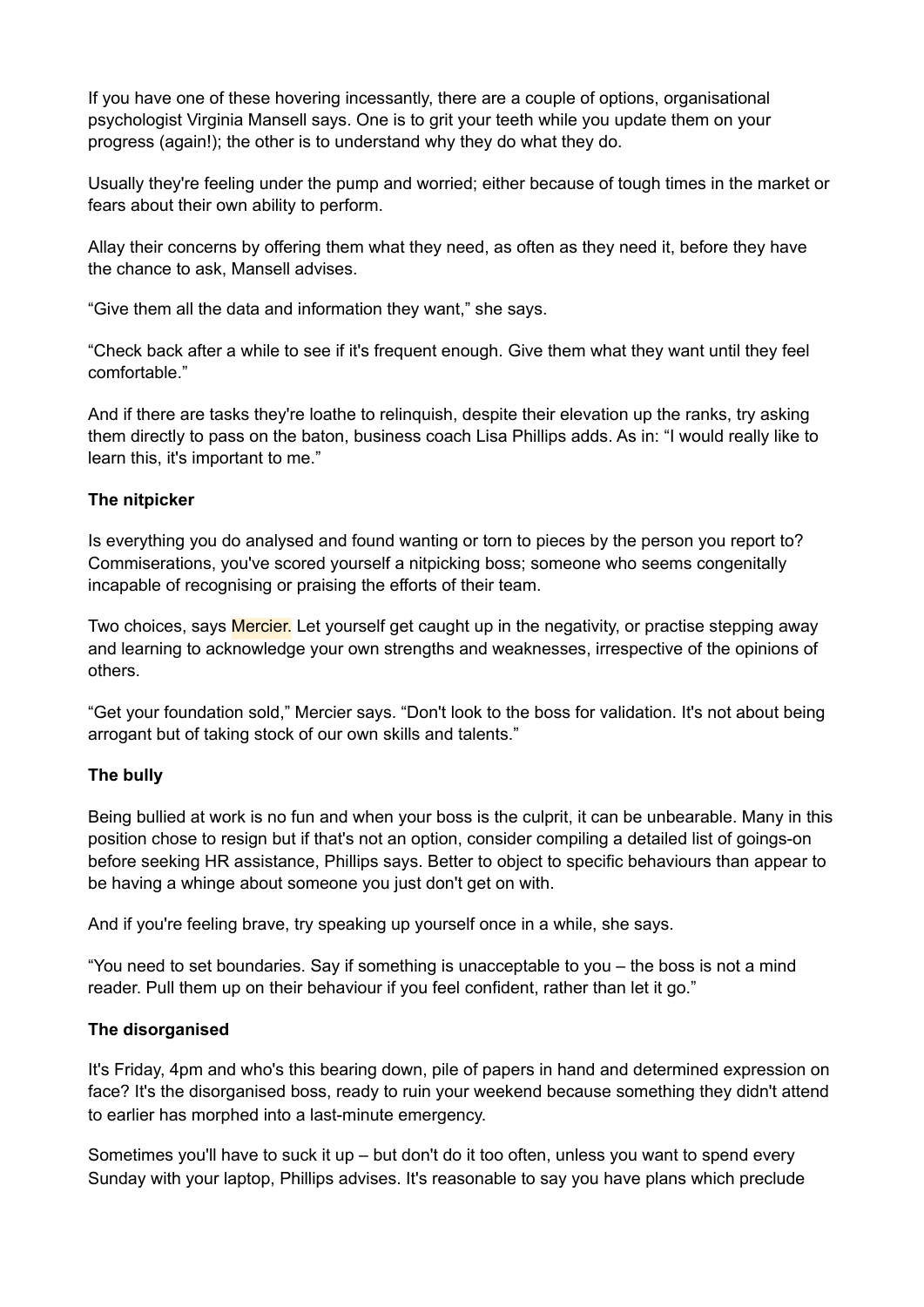If you have one of these hovering incessantly, there are a couple of options, organisational psychologist Virginia Mansell says. One is to grit your teeth while you update them on your progress (again!); the other is to understand why they do what they do.

Usually they're feeling under the pump and worried; either because of tough times in the market or fears about their own ability to perform.

Allay their concerns by offering them what they need, as often as they need it, before they have the chance to ask, Mansell advises.

“Give them all the data and information they want,” she says.

“Check back after a while to see if it's frequent enough. Give them what they want until they feel comfortable.”

And if there are tasks they're loathe to relinquish, despite their elevation up the ranks, try asking them directly to pass on the baton, business coach Lisa Phillips adds. As in: “I would really like to learn this, it's important to me.”

**The nitpicker**

Is everything you do analysed and found wanting or torn to pieces by the person you report to? Commiserations, you've scored yourself a nitpicking boss; someone who seems congenitally incapable of recognising or praising the efforts of their team.

Two choices, says Mercier. Let yourself get caught up in the negativity, or practise stepping away and learning to acknowledge your own strengths and weaknesses, irrespective of the opinions of others.

“Get your foundation sold,” Mercier says. “Don't look to the boss for validation. It's not about being arrogant but of taking stock of our own skills and talents.”

**The bully**

Being bullied at work is no fun and when your boss is the culprit, it can be unbearable. Many in this position chose to resign but if that's not an option, consider compiling a detailed list of goings-on before seeking HR assistance, Phillips says. Better to object to specific behaviours than appear to be having a whinge about someone you just don't get on with.

And if you're feeling brave, try speaking up yourself once in a while, she says.

“You need to set boundaries. Say if something is unacceptable to you – the boss is not a mind reader. Pull them up on their behaviour if you feel confident, rather than let it go.”

**The disorganised**

It's Friday, 4pm and who's this bearing down, pile of papers in hand and determined expression on face? It's the disorganised boss, ready to ruin your weekend because something they didn't attend to earlier has morphed into a last-minute emergency.

Sometimes you'll have to suck it up – but don't do it too often, unless you want to spend every Sunday with your laptop, Phillips advises. It's reasonable to say you have plans which preclude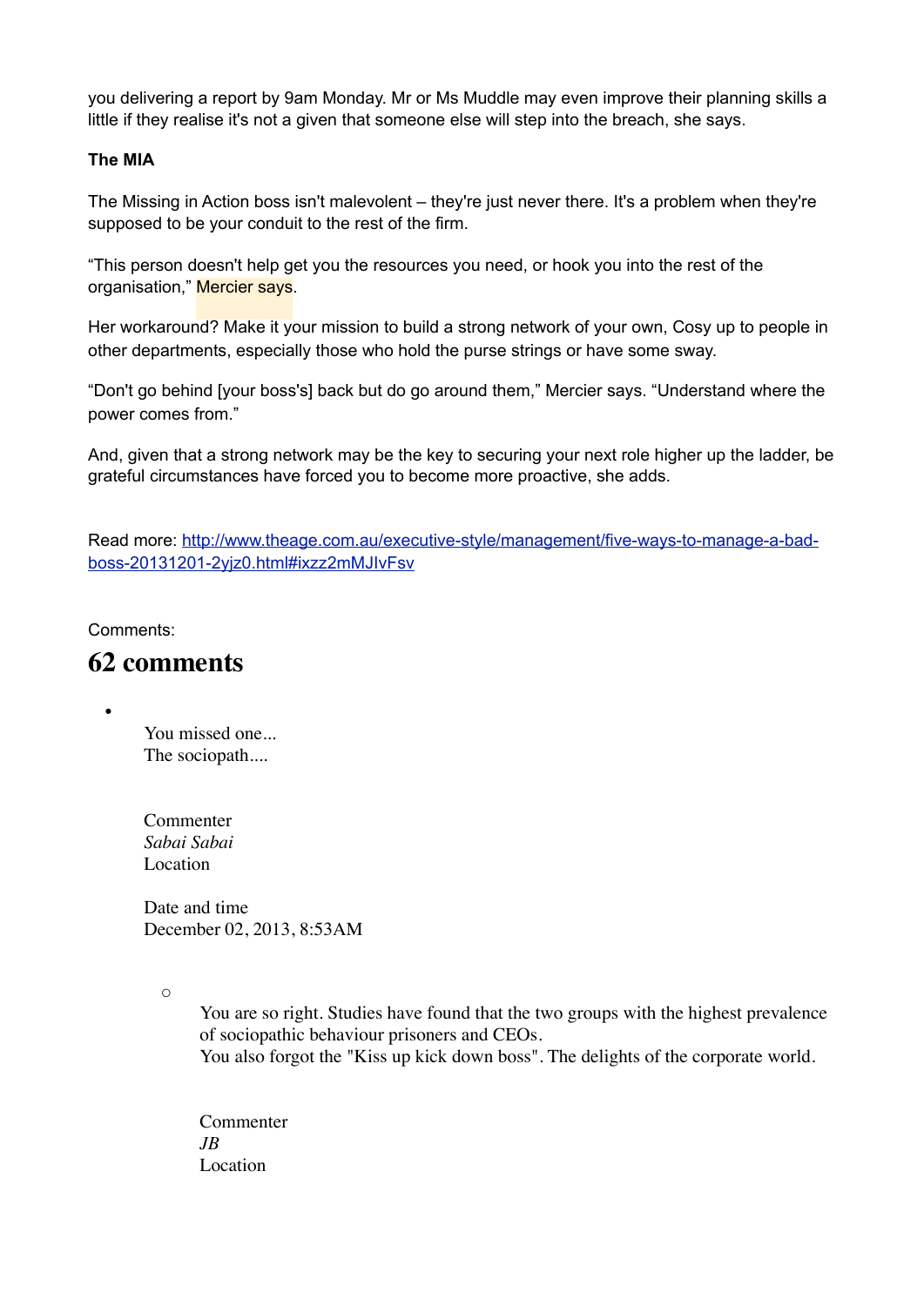you delivering a report by 9am Monday. Mr or Ms Muddle may even improve their planning skills a little if they realise it's not a given that someone else will step into the breach, she says.

**The MIA**

The Missing in Action boss isn't malevolent – they're just never there. It's a problem when they're supposed to be your conduit to the rest of the firm.

"This person doesn't help get you the resources you need, or hook you into the rest of the organisation," Mercier says.

Her workaround? Make it your mission to build a strong network of your own, Cosy up to people in other departments, especially those who hold the purse strings or have some sway.

"Don't go behind [your boss's] back but do go around them," Mercier says. "Understand where the power comes from."

And, given that a strong network may be the key to securing your next role higher up the ladder, be grateful circumstances have forced you to become more proactive, she adds.

Read more: [http://www.theage.com.au/executive-style/management/five-ways-to-manage-a-bad-boss-20131201-2yjz0.html#ixzz2mMJIvFsv](http://www.theage.com.au/executive-style/management/five-ways-to-manage-a-bad-boss-20131201-2yjz0.html#ixzz2mMJIvFsv)

Comments:

# 62 comments

- You missed one...
  The sociopath....

  Commenter
  *Sabai Sabai*
  Location

  Date and time
  December 02, 2013, 8:53AM

  - You are so right. Studies have found that the two groups with the highest prevalence of sociopathic behaviour prisoners and CEOs.
    You also forgot the "Kiss up kick down boss". The delights of the corporate world.

    Commenter
    *JB*
    Location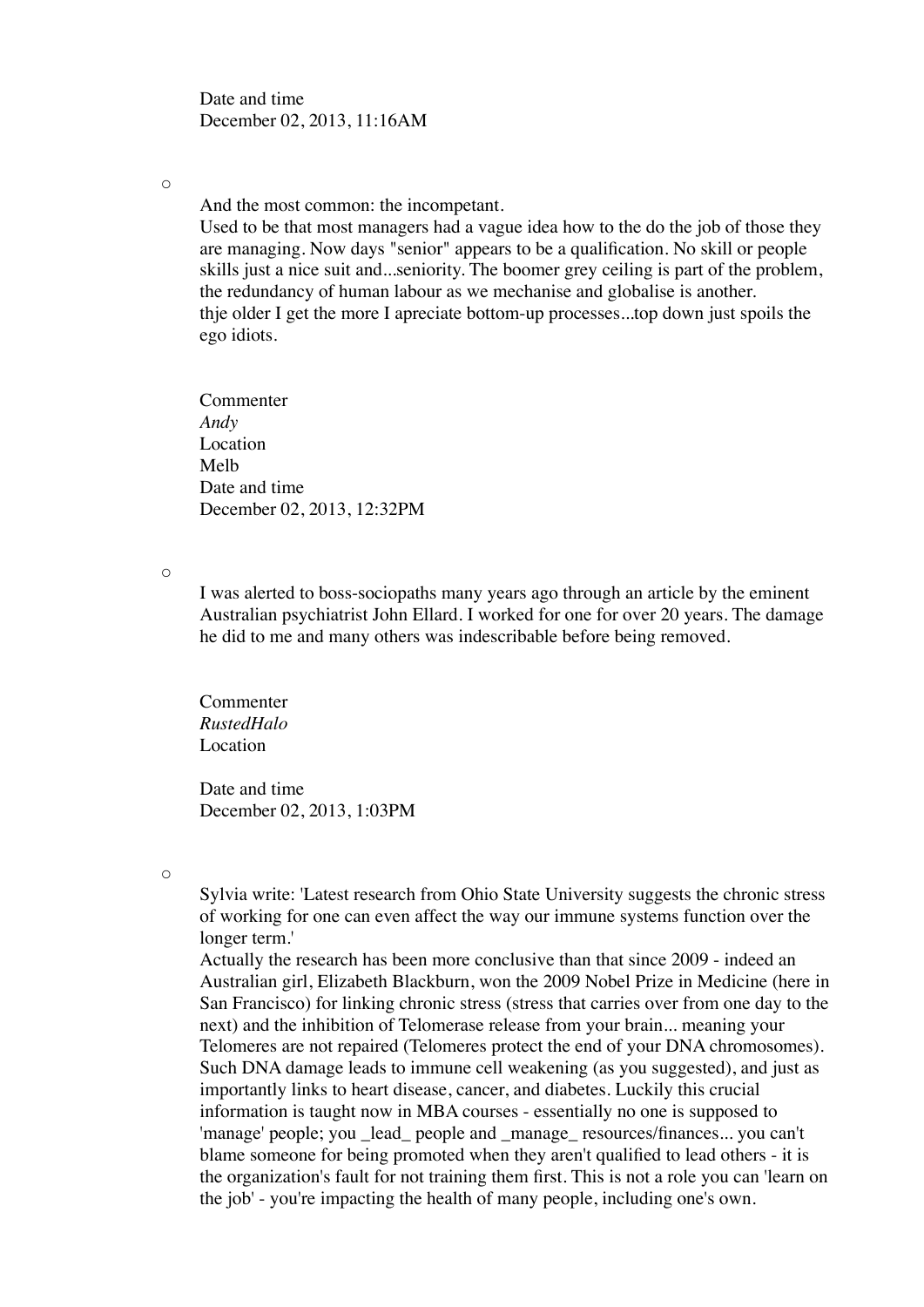Date and time
December 02, 2013, 11:16AM

- And the most common: the incompetant.
  Used to be that most managers had a vague idea how to the do the job of those they are managing. Now days "senior" appears to be a qualification. No skill or people skills just a nice suit and...seniority. The boomer grey ceiling is part of the problem, the redundancy of human labour as we mechanise and globalise is another.
  thje older I get the more I apreciate bottom-up processes...top down just spoils the ego idiots.

  Commenter
  *Andy*
  Location
  Melb
  Date and time
  December 02, 2013, 12:32PM

- I was alerted to boss-sociopaths many years ago through an article by the eminent Australian psychiatrist John Ellard. I worked for one for over 20 years. The damage he did to me and many others was indescribable before being removed.

  Commenter
  *RustedHalo*
  Location

  Date and time
  December 02, 2013, 1:03PM

- Sylvia write: 'Latest research from Ohio State University suggests the chronic stress of working for one can even affect the way our immune systems function over the longer term.'
  Actually the research has been more conclusive than that since 2009 - indeed an Australian girl, Elizabeth Blackburn, won the 2009 Nobel Prize in Medicine (here in San Francisco) for linking chronic stress (stress that carries over from one day to the next) and the inhibition of Telomerase release from your brain... meaning your Telomeres are not repaired (Telomeres protect the end of your DNA chromosomes). Such DNA damage leads to immune cell weakening (as you suggested), and just as importantly links to heart disease, cancer, and diabetes. Luckily this crucial information is taught now in MBA courses - essentially no one is supposed to 'manage' people; you _lead_ people and _manage_ resources/finances... you can't blame someone for being promoted when they aren't qualified to lead others - it is the organization's fault for not training them first. This is not a role you can 'learn on the job' - you're impacting the health of many people, including one's own.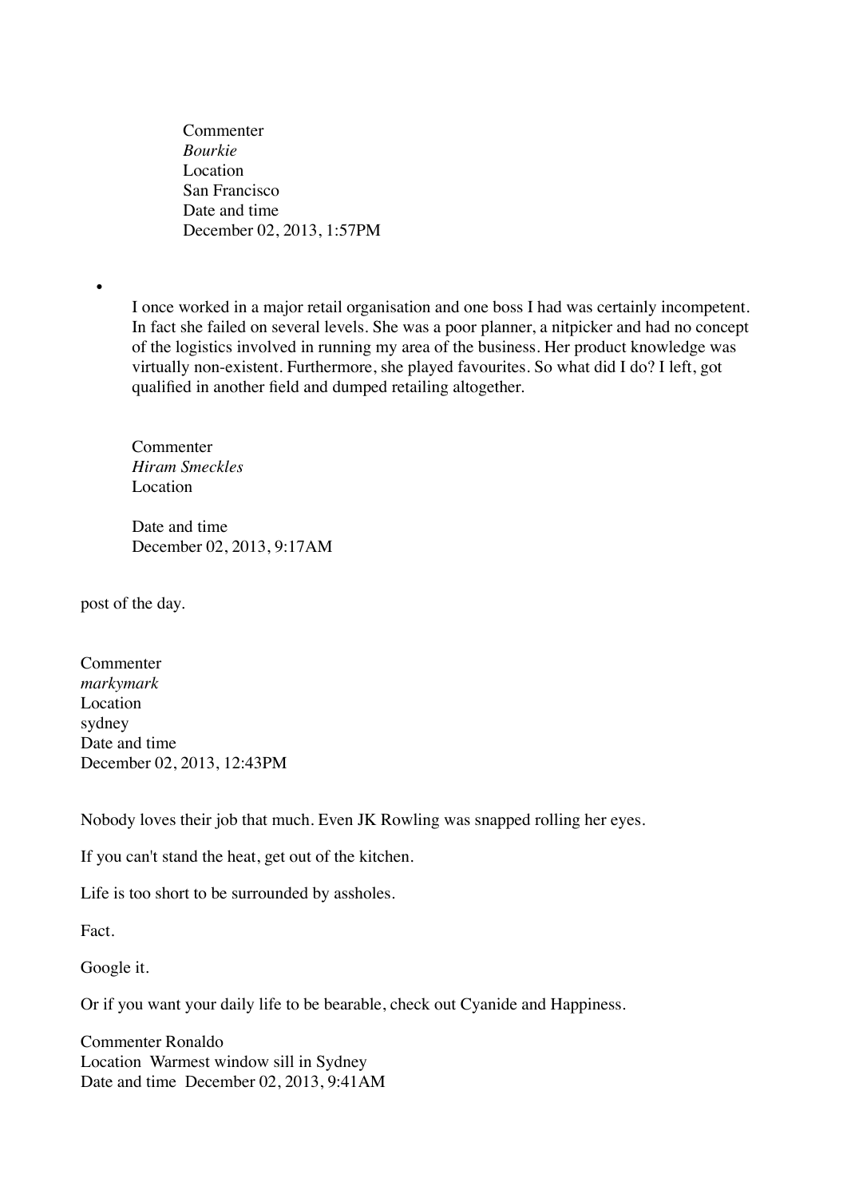Commenter  
*Bourkie*  
Location  
San Francisco  
Date and time  
December 02, 2013, 1:57PM

- I once worked in a major retail organisation and one boss I had was certainly incompetent. In fact she failed on several levels. She was a poor planner, a nitpicker and had no concept of the logistics involved in running my area of the business. Her product knowledge was virtually non-existent. Furthermore, she played favourites. So what did I do? I left, got qualified in another field and dumped retailing altogether.

  Commenter  
  *Hiram Smeckles*  
  Location  

  Date and time  
  December 02, 2013, 9:17AM

post of the day.

Commenter  
*markymark*  
Location  
sydney  
Date and time  
December 02, 2013, 12:43PM

Nobody loves their job that much. Even JK Rowling was snapped rolling her eyes.

If you can't stand the heat, get out of the kitchen.

Life is too short to be surrounded by assholes.

Fact.

Google it.

Or if you want your daily life to be bearable, check out Cyanide and Happiness.

Commenter Ronaldo  
Location Warmest window sill in Sydney  
Date and time December 02, 2013, 9:41AM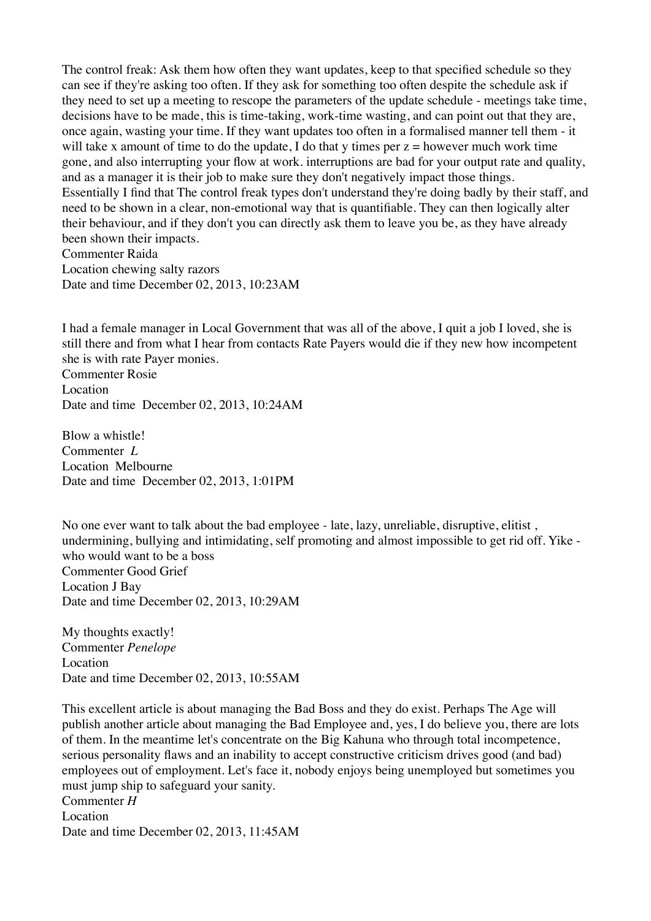The control freak: Ask them how often they want updates, keep to that specified schedule so they can see if they're asking too often. If they ask for something too often despite the schedule ask if they need to set up a meeting to rescope the parameters of the update schedule - meetings take time, decisions have to be made, this is time-taking, work-time wasting, and can point out that they are, once again, wasting your time. If they want updates too often in a formalised manner tell them - it will take x amount of time to do the update, I do that y times per z = however much work time gone, and also interrupting your flow at work. interruptions are bad for your output rate and quality, and as a manager it is their job to make sure they don't negatively impact those things.
Essentially I find that The control freak types don't understand they're doing badly by their staff, and need to be shown in a clear, non-emotional way that is quantifiable. They can then logically alter their behaviour, and if they don't you can directly ask them to leave you be, as they have already been shown their impacts.
Commenter Raida
Location chewing salty razors
Date and time December 02, 2013, 10:23AM

I had a female manager in Local Government that was all of the above, I quit a job I loved, she is still there and from what I hear from contacts Rate Payers would die if they new how incompetent she is with rate Payer monies.
Commenter Rosie
Location
Date and time December 02, 2013, 10:24AM

Blow a whistle!
Commenter *L*
Location Melbourne
Date and time December 02, 2013, 1:01PM

No one ever want to talk about the bad employee - late, lazy, unreliable, disruptive, elitist , undermining, bullying and intimidating, self promoting and almost impossible to get rid off. Yike - who would want to be a boss
Commenter Good Grief
Location J Bay
Date and time December 02, 2013, 10:29AM

My thoughts exactly!
Commenter *Penelope*
Location
Date and time December 02, 2013, 10:55AM

This excellent article is about managing the Bad Boss and they do exist. Perhaps The Age will publish another article about managing the Bad Employee and, yes, I do believe you, there are lots of them. In the meantime let's concentrate on the Big Kahuna who through total incompetence, serious personality flaws and an inability to accept constructive criticism drives good (and bad) employees out of employment. Let's face it, nobody enjoys being unemployed but sometimes you must jump ship to safeguard your sanity.
Commenter *H*
Location
Date and time December 02, 2013, 11:45AM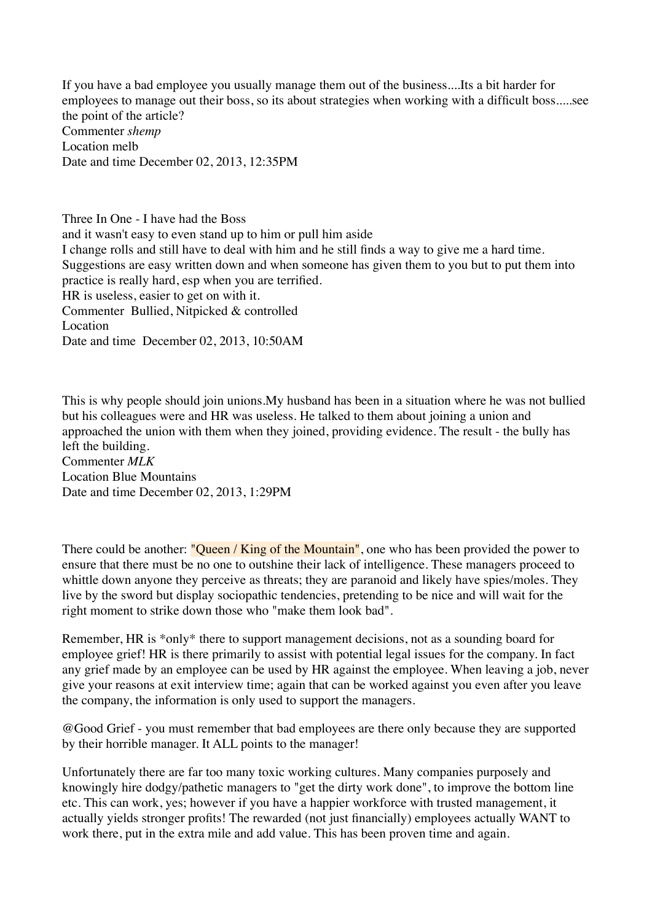If you have a bad employee you usually manage them out of the business....Its a bit harder for employees to manage out their boss, so its about strategies when working with a difficult boss.....see the point of the article?
Commenter *shemp*
Location melb
Date and time December 02, 2013, 12:35PM

Three In One - I have had the Boss
and it wasn't easy to even stand up to him or pull him aside
I change rolls and still have to deal with him and he still finds a way to give me a hard time.
Suggestions are easy written down and when someone has given them to you but to put them into practice is really hard, esp when you are terrified.
HR is useless, easier to get on with it.
Commenter  Bullied, Nitpicked & controlled
Location
Date and time  December 02, 2013, 10:50AM

This is why people should join unions.My husband has been in a situation where he was not bullied but his colleagues were and HR was useless. He talked to them about joining a union and approached the union with them when they joined, providing evidence. The result - the bully has left the building.
Commenter *MLK*
Location Blue Mountains
Date and time December 02, 2013, 1:29PM

There could be another: "Queen / King of the Mountain", one who has been provided the power to ensure that there must be no one to outshine their lack of intelligence. These managers proceed to whittle down anyone they perceive as threats; they are paranoid and likely have spies/moles. They live by the sword but display sociopathic tendencies, pretending to be nice and will wait for the right moment to strike down those who "make them look bad".

Remember, HR is *only* there to support management decisions, not as a sounding board for employee grief! HR is there primarily to assist with potential legal issues for the company. In fact any grief made by an employee can be used by HR against the employee. When leaving a job, never give your reasons at exit interview time; again that can be worked against you even after you leave the company, the information is only used to support the managers.

@Good Grief - you must remember that bad employees are there only because they are supported by their horrible manager. It ALL points to the manager!

Unfortunately there are far too many toxic working cultures. Many companies purposely and knowingly hire dodgy/pathetic managers to "get the dirty work done", to improve the bottom line etc. This can work, yes; however if you have a happier workforce with trusted management, it actually yields stronger profits! The rewarded (not just financially) employees actually WANT to work there, put in the extra mile and add value. This has been proven time and again.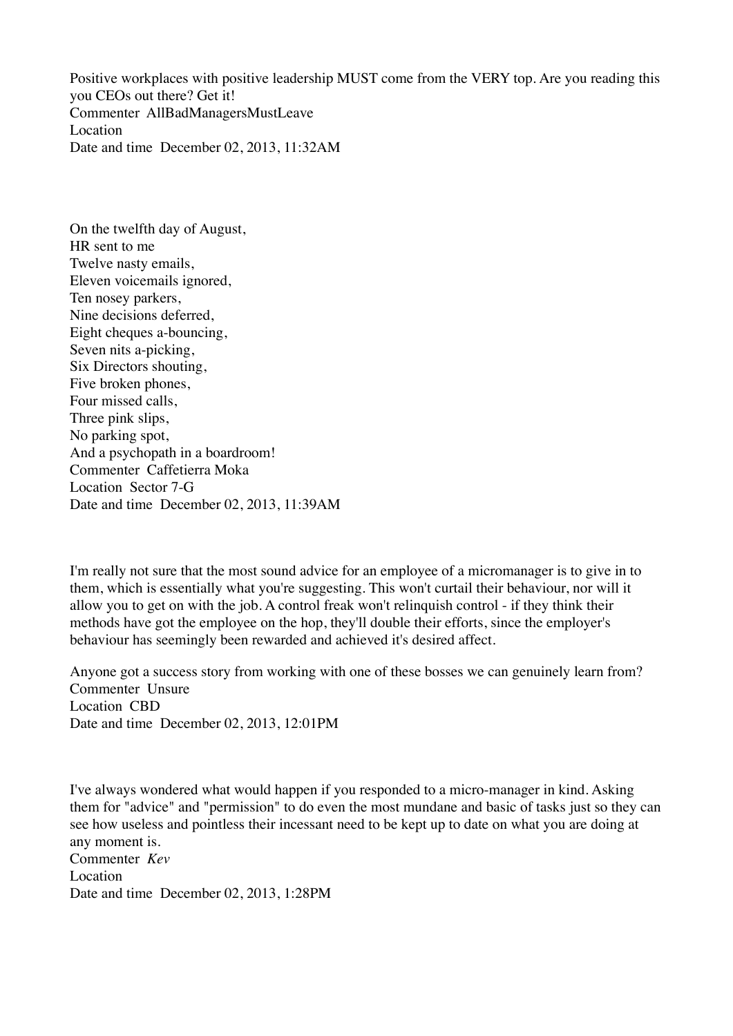Positive workplaces with positive leadership MUST come from the VERY top. Are you reading this you CEOs out there? Get it!
Commenter AllBadManagersMustLeave
Location
Date and time December 02, 2013, 11:32AM

On the twelfth day of August,
HR sent to me
Twelve nasty emails,
Eleven voicemails ignored,
Ten nosey parkers,
Nine decisions deferred,
Eight cheques a-bouncing,
Seven nits a-picking,
Six Directors shouting,
Five broken phones,
Four missed calls,
Three pink slips,
No parking spot,
And a psychopath in a boardroom!
Commenter Caffetierra Moka
Location Sector 7-G
Date and time December 02, 2013, 11:39AM

I'm really not sure that the most sound advice for an employee of a micromanager is to give in to them, which is essentially what you're suggesting. This won't curtail their behaviour, nor will it allow you to get on with the job. A control freak won't relinquish control - if they think their methods have got the employee on the hop, they'll double their efforts, since the employer's behaviour has seemingly been rewarded and achieved it's desired affect.

Anyone got a success story from working with one of these bosses we can genuinely learn from?
Commenter Unsure
Location CBD
Date and time December 02, 2013, 12:01PM

I've always wondered what would happen if you responded to a micro-manager in kind. Asking them for "advice" and "permission" to do even the most mundane and basic of tasks just so they can see how useless and pointless their incessant need to be kept up to date on what you are doing at any moment is.
Commenter *Kev*
Location
Date and time December 02, 2013, 1:28PM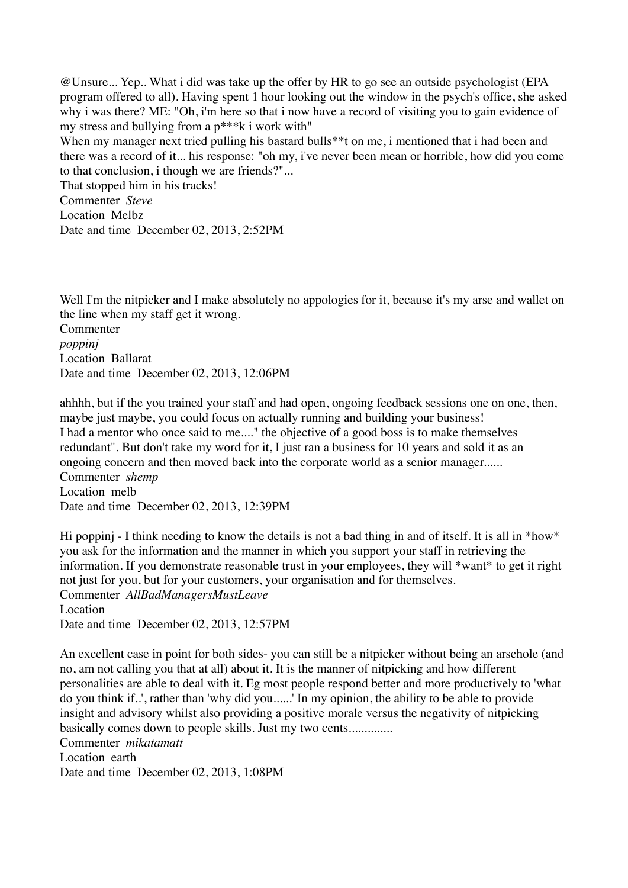@Unsure... Yep.. What i did was take up the offer by HR to go see an outside psychologist (EPA program offered to all). Having spent 1 hour looking out the window in the psych's office, she asked why i was there? ME: "Oh, i'm here so that i now have a record of visiting you to gain evidence of my stress and bullying from a p***k i work with"
When my manager next tried pulling his bastard bulls**t on me, i mentioned that i had been and there was a record of it... his response: "oh my, i've never been mean or horrible, how did you come to that conclusion, i though we are friends?"...
That stopped him in his tracks!
Commenter *Steve*
Location Melbz
Date and time December 02, 2013, 2:52PM

Well I'm the nitpicker and I make absolutely no appologies for it, because it's my arse and wallet on the line when my staff get it wrong.
Commenter
*poppinj*
Location Ballarat
Date and time December 02, 2013, 12:06PM

ahhhh, but if the you trained your staff and had open, ongoing feedback sessions one on one, then, maybe just maybe, you could focus on actually running and building your business!
I had a mentor who once said to me...." the objective of a good boss is to make themselves redundant". But don't take my word for it, I just ran a business for 10 years and sold it as an ongoing concern and then moved back into the corporate world as a senior manager......
Commenter *shemp*
Location melb
Date and time December 02, 2013, 12:39PM

Hi poppinj - I think needing to know the details is not a bad thing in and of itself. It is all in *how* you ask for the information and the manner in which you support your staff in retrieving the information. If you demonstrate reasonable trust in your employees, they will *want* to get it right not just for you, but for your customers, your organisation and for themselves.
Commenter *AllBadManagersMustLeave*
Location
Date and time December 02, 2013, 12:57PM

An excellent case in point for both sides- you can still be a nitpicker without being an arsehole (and no, am not calling you that at all) about it. It is the manner of nitpicking and how different personalities are able to deal with it. Eg most people respond better and more productively to 'what do you think if..', rather than 'why did you......' In my opinion, the ability to be able to provide insight and advisory whilst also providing a positive morale versus the negativity of nitpicking basically comes down to people skills. Just my two cents..............
Commenter *mikatamatt*
Location earth
Date and time December 02, 2013, 1:08PM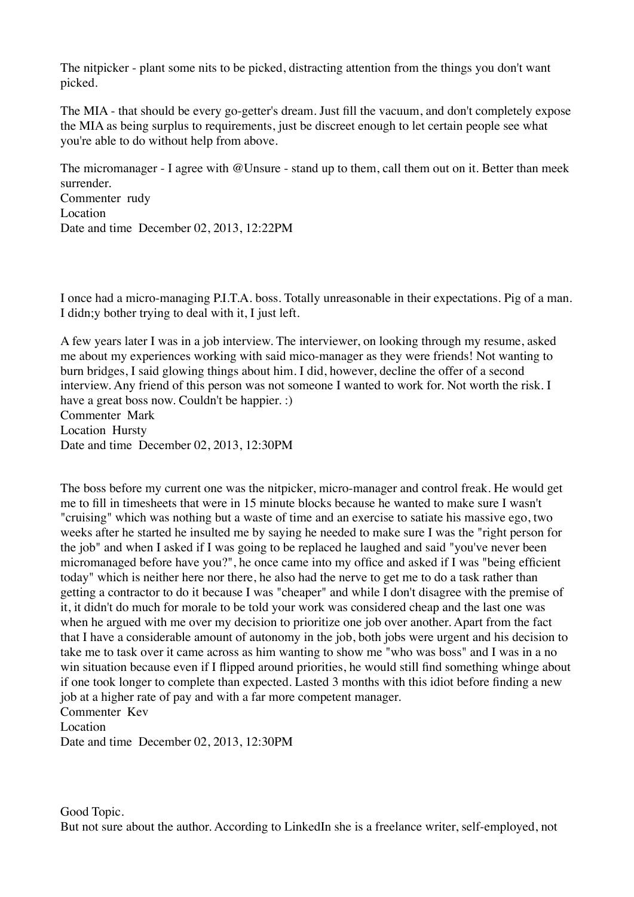The nitpicker - plant some nits to be picked, distracting attention from the things you don't want picked.

The MIA - that should be every go-getter's dream. Just fill the vacuum, and don't completely expose the MIA as being surplus to requirements, just be discreet enough to let certain people see what you're able to do without help from above.

The micromanager - I agree with @Unsure - stand up to them, call them out on it. Better than meek surrender.
Commenter rudy
Location
Date and time December 02, 2013, 12:22PM

I once had a micro-managing P.I.T.A. boss. Totally unreasonable in their expectations. Pig of a man. I didn;y bother trying to deal with it, I just left.

A few years later I was in a job interview. The interviewer, on looking through my resume, asked me about my experiences working with said mico-manager as they were friends! Not wanting to burn bridges, I said glowing things about him. I did, however, decline the offer of a second interview. Any friend of this person was not someone I wanted to work for. Not worth the risk. I have a great boss now. Couldn't be happier. :)
Commenter Mark
Location Hursty
Date and time December 02, 2013, 12:30PM

The boss before my current one was the nitpicker, micro-manager and control freak. He would get me to fill in timesheets that were in 15 minute blocks because he wanted to make sure I wasn't "cruising" which was nothing but a waste of time and an exercise to satiate his massive ego, two weeks after he started he insulted me by saying he needed to make sure I was the "right person for the job" and when I asked if I was going to be replaced he laughed and said "you've never been micromanaged before have you?", he once came into my office and asked if I was "being efficient today" which is neither here nor there, he also had the nerve to get me to do a task rather than getting a contractor to do it because I was "cheaper" and while I don't disagree with the premise of it, it didn't do much for morale to be told your work was considered cheap and the last one was when he argued with me over my decision to prioritize one job over another. Apart from the fact that I have a considerable amount of autonomy in the job, both jobs were urgent and his decision to take me to task over it came across as him wanting to show me "who was boss" and I was in a no win situation because even if I flipped around priorities, he would still find something whinge about if one took longer to complete than expected. Lasted 3 months with this idiot before finding a new job at a higher rate of pay and with a far more competent manager.
Commenter Kev
Location
Date and time December 02, 2013, 12:30PM

Good Topic.
But not sure about the author. According to LinkedIn she is a freelance writer, self-employed, not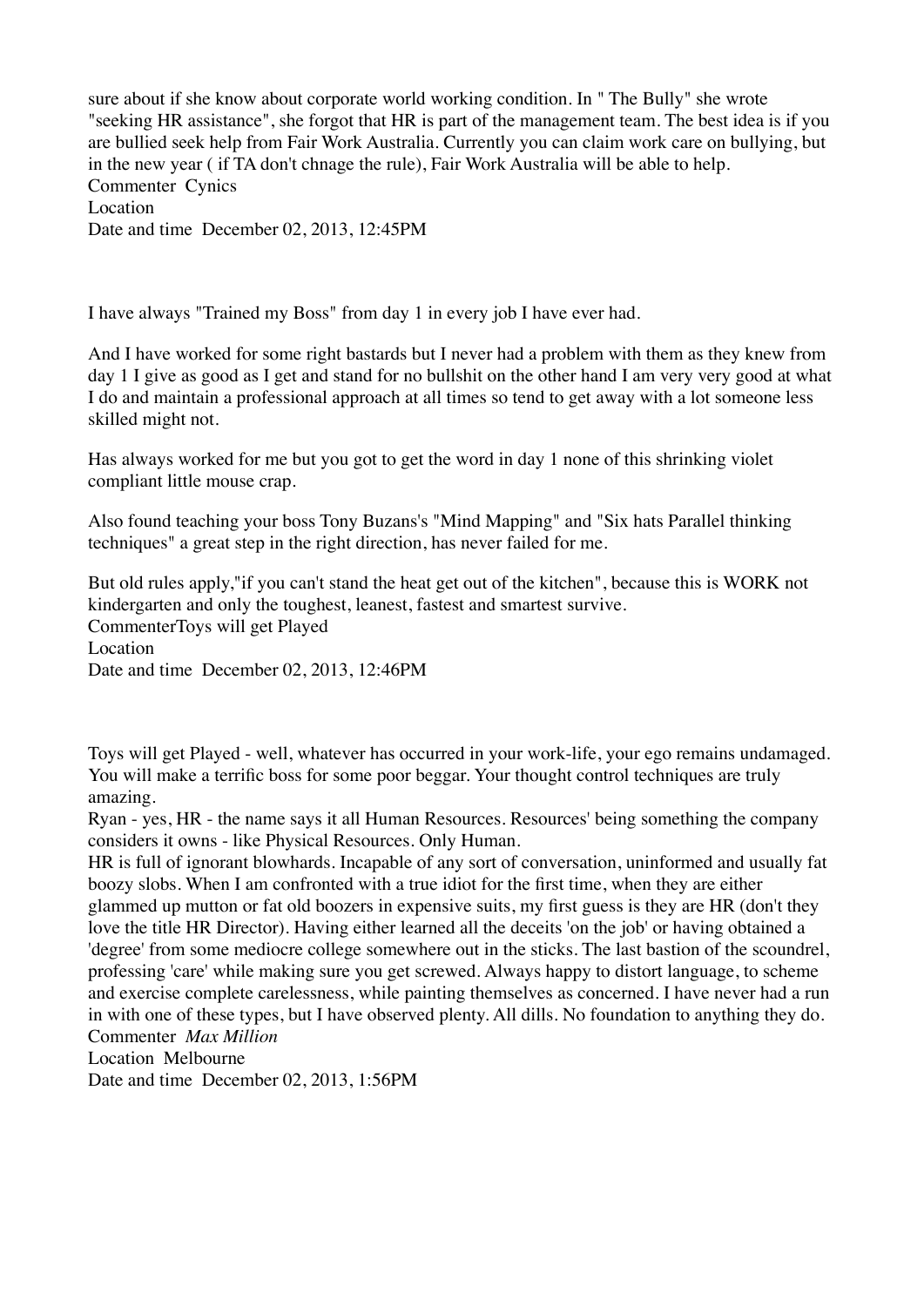sure about if she know about corporate world working condition. In " The Bully" she wrote "seeking HR assistance", she forgot that HR is part of the management team. The best idea is if you are bullied seek help from Fair Work Australia. Currently you can claim work care on bullying, but in the new year ( if TA don't chnage the rule), Fair Work Australia will be able to help.
Commenter Cynics
Location
Date and time December 02, 2013, 12:45PM

I have always "Trained my Boss" from day 1 in every job I have ever had.

And I have worked for some right bastards but I never had a problem with them as they knew from day 1 I give as good as I get and stand for no bullshit on the other hand I am very very good at what I do and maintain a professional approach at all times so tend to get away with a lot someone less skilled might not.

Has always worked for me but you got to get the word in day 1 none of this shrinking violet compliant little mouse crap.

Also found teaching your boss Tony Buzans's "Mind Mapping" and "Six hats Parallel thinking techniques" a great step in the right direction, has never failed for me.

But old rules apply,"if you can't stand the heat get out of the kitchen", because this is WORK not kindergarten and only the toughest, leanest, fastest and smartest survive.
CommenterToys will get Played
Location
Date and time December 02, 2013, 12:46PM

Toys will get Played - well, whatever has occurred in your work-life, your ego remains undamaged. You will make a terrific boss for some poor beggar. Your thought control techniques are truly amazing.
Ryan - yes, HR - the name says it all Human Resources. Resources' being something the company considers it owns - like Physical Resources. Only Human.
HR is full of ignorant blowhards. Incapable of any sort of conversation, uninformed and usually fat boozy slobs. When I am confronted with a true idiot for the first time, when they are either glammed up mutton or fat old boozers in expensive suits, my first guess is they are HR (don't they love the title HR Director). Having either learned all the deceits 'on the job' or having obtained a 'degree' from some mediocre college somewhere out in the sticks. The last bastion of the scoundrel, professing 'care' while making sure you get screwed. Always happy to distort language, to scheme and exercise complete carelessness, while painting themselves as concerned. I have never had a run in with one of these types, but I have observed plenty. All dills. No foundation to anything they do.
Commenter *Max Million*
Location Melbourne
Date and time December 02, 2013, 1:56PM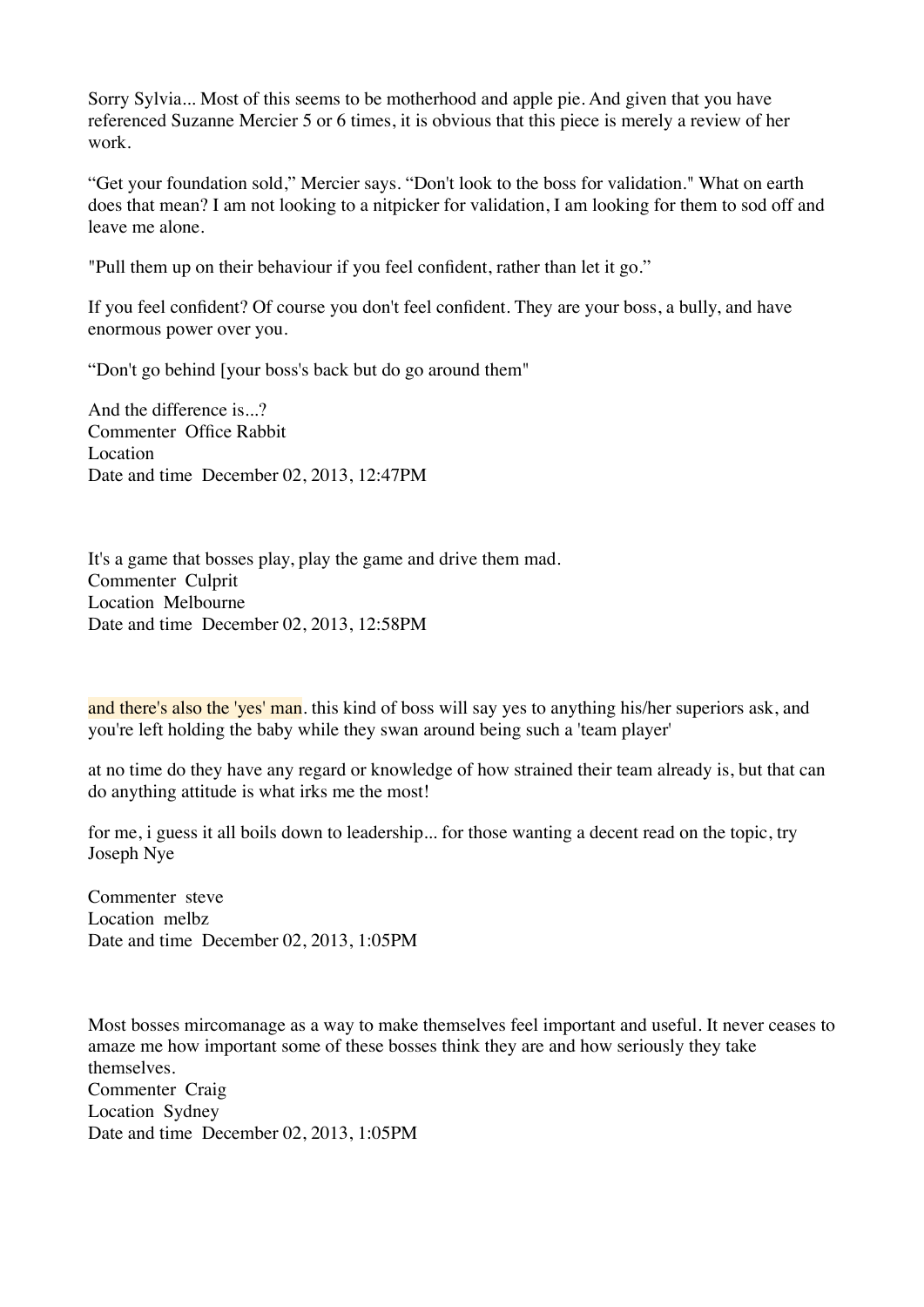Sorry Sylvia... Most of this seems to be motherhood and apple pie. And given that you have referenced Suzanne Mercier 5 or 6 times, it is obvious that this piece is merely a review of her work.

“Get your foundation sold,” Mercier says. “Don't look to the boss for validation." What on earth does that mean? I am not looking to a nitpicker for validation, I am looking for them to sod off and leave me alone.

"Pull them up on their behaviour if you feel confident, rather than let it go.”

If you feel confident? Of course you don't feel confident. They are your boss, a bully, and have enormous power over you.

“Don't go behind [your boss's back but do go around them"

And the difference is...?
Commenter Office Rabbit
Location
Date and time December 02, 2013, 12:47PM

It's a game that bosses play, play the game and drive them mad.
Commenter Culprit
Location Melbourne
Date and time December 02, 2013, 12:58PM

and there's also the 'yes' man. this kind of boss will say yes to anything his/her superiors ask, and you're left holding the baby while they swan around being such a 'team player'

at no time do they have any regard or knowledge of how strained their team already is, but that can do anything attitude is what irks me the most!

for me, i guess it all boils down to leadership... for those wanting a decent read on the topic, try Joseph Nye

Commenter steve
Location melbz
Date and time December 02, 2013, 1:05PM

Most bosses mircomanage as a way to make themselves feel important and useful. It never ceases to amaze me how important some of these bosses think they are and how seriously they take themselves.
Commenter Craig
Location Sydney
Date and time December 02, 2013, 1:05PM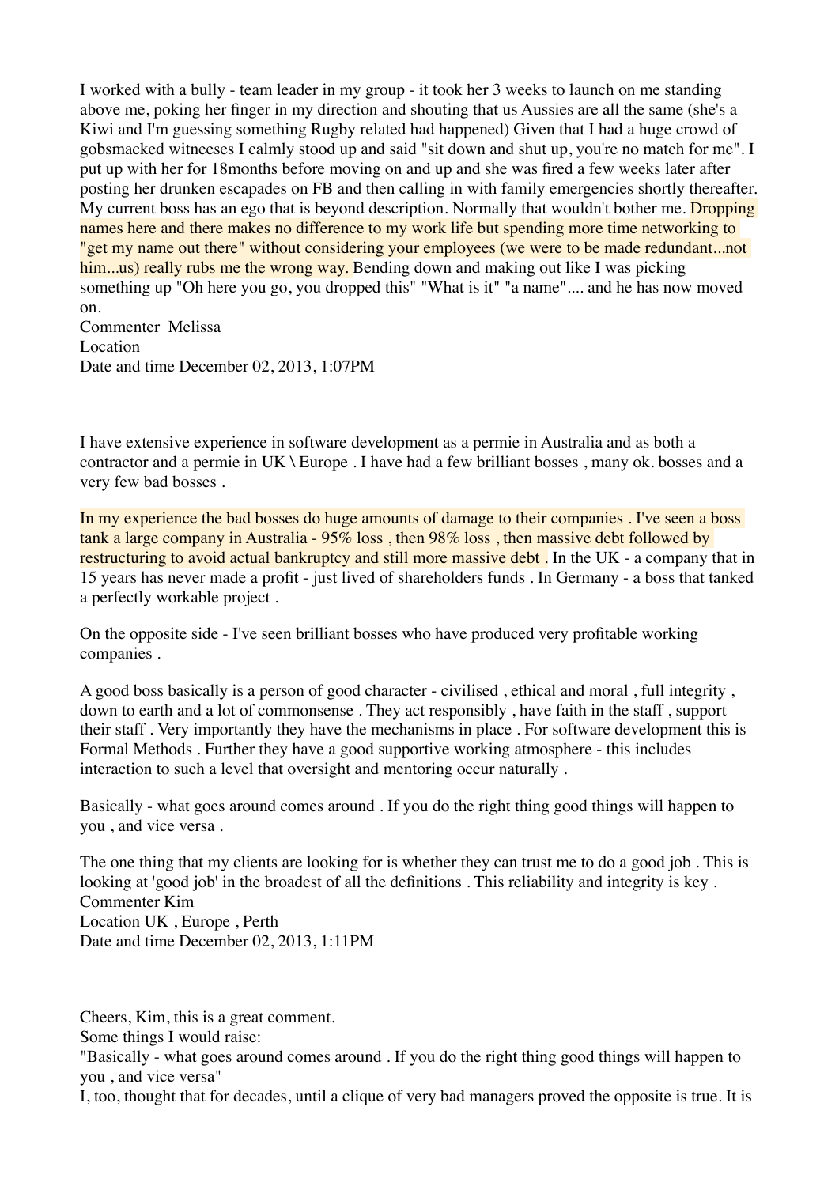I worked with a bully - team leader in my group - it took her 3 weeks to launch on me standing above me, poking her finger in my direction and shouting that us Aussies are all the same (she's a Kiwi and I'm guessing something Rugby related had happened) Given that I had a huge crowd of gobsmacked witneeses I calmly stood up and said "sit down and shut up, you're no match for me". I put up with her for 18months before moving on and up and she was fired a few weeks later after posting her drunken escapades on FB and then calling in with family emergencies shortly thereafter. My current boss has an ego that is beyond description. Normally that wouldn't bother me. Dropping names here and there makes no difference to my work life but spending more time networking to "get my name out there" without considering your employees (we were to be made redundant...not him...us) really rubs me the wrong way. Bending down and making out like I was picking something up "Oh here you go, you dropped this" "What is it" "a name".... and he has now moved on.
Commenter Melissa
Location
Date and time December 02, 2013, 1:07PM

I have extensive experience in software development as a permie in Australia and as both a contractor and a permie in UK \ Europe . I have had a few brilliant bosses , many ok. bosses and a very few bad bosses .

In my experience the bad bosses do huge amounts of damage to their companies . I've seen a boss tank a large company in Australia - 95% loss , then 98% loss , then massive debt followed by restructuring to avoid actual bankruptcy and still more massive debt . In the UK - a company that in 15 years has never made a profit - just lived of shareholders funds . In Germany - a boss that tanked a perfectly workable project .

On the opposite side - I've seen brilliant bosses who have produced very profitable working companies .

A good boss basically is a person of good character - civilised , ethical and moral , full integrity , down to earth and a lot of commonsense . They act responsibly , have faith in the staff , support their staff . Very importantly they have the mechanisms in place . For software development this is Formal Methods . Further they have a good supportive working atmosphere - this includes interaction to such a level that oversight and mentoring occur naturally .

Basically - what goes around comes around . If you do the right thing good things will happen to you , and vice versa .

The one thing that my clients are looking for is whether they can trust me to do a good job . This is looking at 'good job' in the broadest of all the definitions . This reliability and integrity is key .
Commenter Kim
Location UK , Europe , Perth
Date and time December 02, 2013, 1:11PM

Cheers, Kim, this is a great comment.
Some things I would raise:
"Basically - what goes around comes around . If you do the right thing good things will happen to you , and vice versa"
I, too, thought that for decades, until a clique of very bad managers proved the opposite is true. It is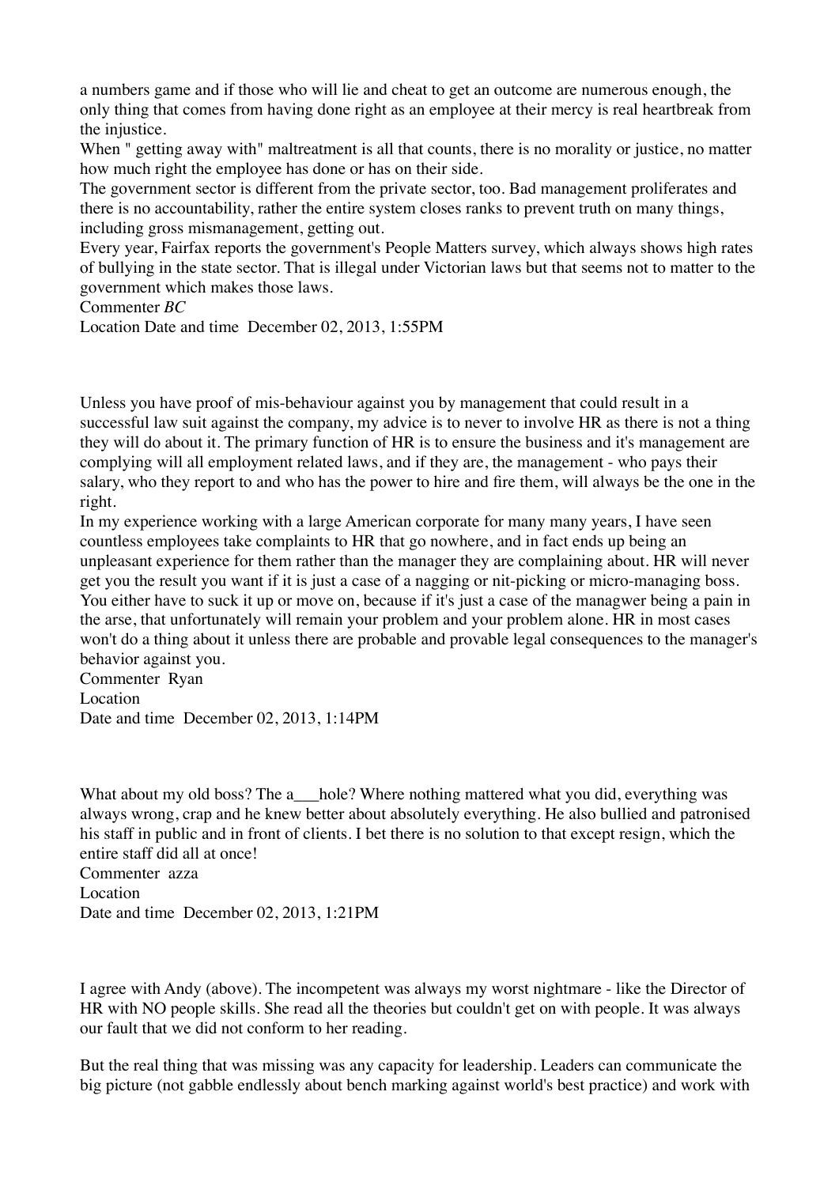a numbers game and if those who will lie and cheat to get an outcome are numerous enough, the only thing that comes from having done right as an employee at their mercy is real heartbreak from the injustice.
When " getting away with" maltreatment is all that counts, there is no morality or justice, no matter how much right the employee has done or has on their side.
The government sector is different from the private sector, too. Bad management proliferates and there is no accountability, rather the entire system closes ranks to prevent truth on many things, including gross mismanagement, getting out.
Every year, Fairfax reports the government's People Matters survey, which always shows high rates of bullying in the state sector. That is illegal under Victorian laws but that seems not to matter to the government which makes those laws.
Commenter *BC*
Location Date and time December 02, 2013, 1:55PM

Unless you have proof of mis-behaviour against you by management that could result in a successful law suit against the company, my advice is to never to involve HR as there is not a thing they will do about it. The primary function of HR is to ensure the business and it's management are complying will all employment related laws, and if they are, the management - who pays their salary, who they report to and who has the power to hire and fire them, will always be the one in the right.
In my experience working with a large American corporate for many many years, I have seen countless employees take complaints to HR that go nowhere, and in fact ends up being an unpleasant experience for them rather than the manager they are complaining about. HR will never get you the result you want if it is just a case of a nagging or nit-picking or micro-managing boss. You either have to suck it up or move on, because if it's just a case of the managwer being a pain in the arse, that unfortunately will remain your problem and your problem alone. HR in most cases won't do a thing about it unless there are probable and provable legal consequences to the manager's behavior against you.
Commenter Ryan
Location
Date and time December 02, 2013, 1:14PM

What about my old boss? The a___hole? Where nothing mattered what you did, everything was always wrong, crap and he knew better about absolutely everything. He also bullied and patronised his staff in public and in front of clients. I bet there is no solution to that except resign, which the entire staff did all at once!
Commenter azza
Location
Date and time December 02, 2013, 1:21PM

I agree with Andy (above). The incompetent was always my worst nightmare - like the Director of HR with NO people skills. She read all the theories but couldn't get on with people. It was always our fault that we did not conform to her reading.

But the real thing that was missing was any capacity for leadership. Leaders can communicate the big picture (not gabble endlessly about bench marking against world's best practice) and work with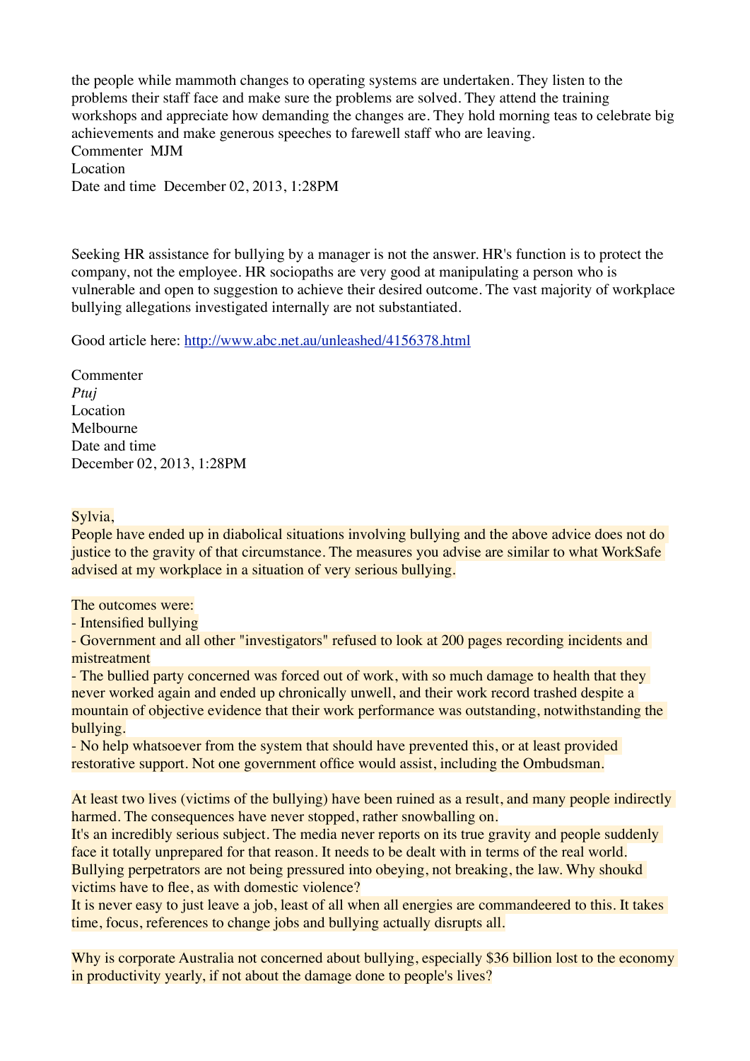the people while mammoth changes to operating systems are undertaken. They listen to the problems their staff face and make sure the problems are solved. They attend the training workshops and appreciate how demanding the changes are. They hold morning teas to celebrate big achievements and make generous speeches to farewell staff who are leaving.
Commenter MJM
Location
Date and time December 02, 2013, 1:28PM

Seeking HR assistance for bullying by a manager is not the answer. HR's function is to protect the company, not the employee. HR sociopaths are very good at manipulating a person who is vulnerable and open to suggestion to achieve their desired outcome. The vast majority of workplace bullying allegations investigated internally are not substantiated.

Good article here: [http://www.abc.net.au/unleashed/4156378.html](http://www.abc.net.au/unleashed/4156378.html)

Commenter
*Ptuj*
Location
Melbourne
Date and time
December 02, 2013, 1:28PM

Sylvia,
People have ended up in diabolical situations involving bullying and the above advice does not do justice to the gravity of that circumstance. The measures you advise are similar to what WorkSafe advised at my workplace in a situation of very serious bullying.

The outcomes were:
- Intensified bullying
- Government and all other "investigators" refused to look at 200 pages recording incidents and mistreatment
- The bullied party concerned was forced out of work, with so much damage to health that they never worked again and ended up chronically unwell, and their work record trashed despite a mountain of objective evidence that their work performance was outstanding, notwithstanding the bullying.
- No help whatsoever from the system that should have prevented this, or at least provided restorative support. Not one government office would assist, including the Ombudsman.

At least two lives (victims of the bullying) have been ruined as a result, and many people indirectly harmed. The consequences have never stopped, rather snowballing on.
It's an incredibly serious subject. The media never reports on its true gravity and people suddenly face it totally unprepared for that reason. It needs to be dealt with in terms of the real world. Bullying perpetrators are not being pressured into obeying, not breaking, the law. Why shoukd victims have to flee, as with domestic violence?
It is never easy to just leave a job, least of all when all energies are commandeered to this. It takes time, focus, references to change jobs and bullying actually disrupts all.

Why is corporate Australia not concerned about bullying, especially $36 billion lost to the economy in productivity yearly, if not about the damage done to people's lives?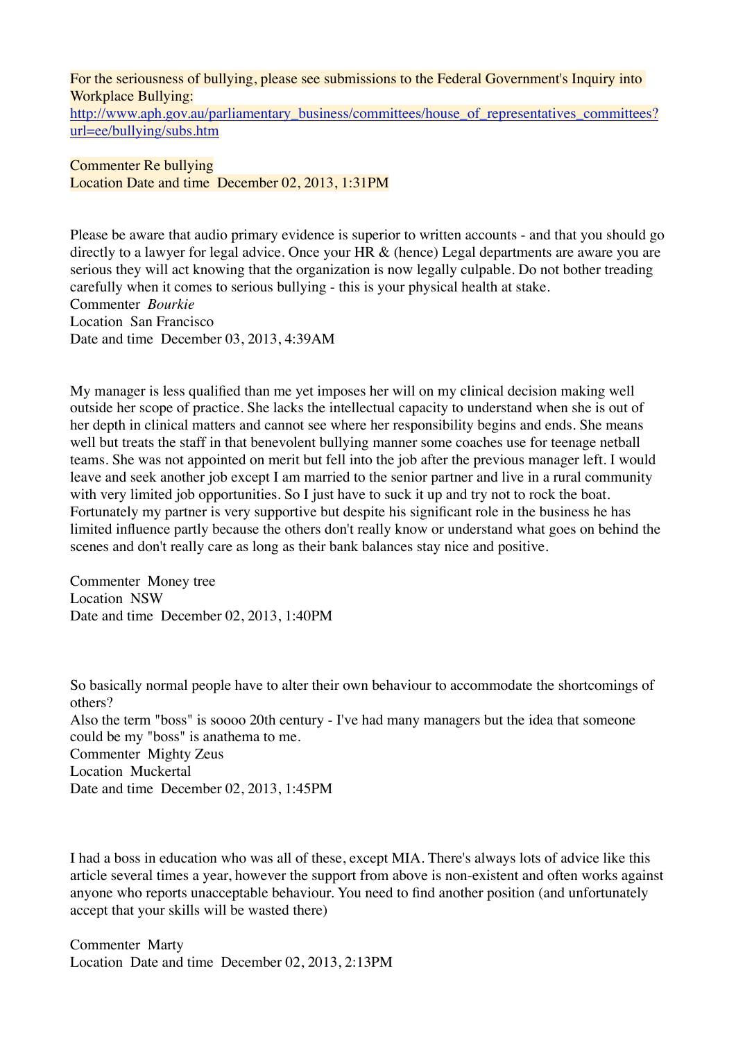For the seriousness of bullying, please see submissions to the Federal Government's Inquiry into Workplace Bullying:
http://www.aph.gov.au/parliamentary_business/committees/house_of_representatives_committees?url=ee/bullying/subs.htm

Commenter Re bullying
Location Date and time  December 02, 2013, 1:31PM

Please be aware that audio primary evidence is superior to written accounts - and that you should go directly to a lawyer for legal advice. Once your HR & (hence) Legal departments are aware you are serious they will act knowing that the organization is now legally culpable. Do not bother treading carefully when it comes to serious bullying - this is your physical health at stake.
Commenter  *Bourkie*
Location  San Francisco
Date and time  December 03, 2013, 4:39AM

My manager is less qualified than me yet imposes her will on my clinical decision making well outside her scope of practice. She lacks the intellectual capacity to understand when she is out of her depth in clinical matters and cannot see where her responsibility begins and ends. She means well but treats the staff in that benevolent bullying manner some coaches use for teenage netball teams. She was not appointed on merit but fell into the job after the previous manager left. I would leave and seek another job except I am married to the senior partner and live in a rural community with very limited job opportunities. So I just have to suck it up and try not to rock the boat. Fortunately my partner is very supportive but despite his significant role in the business he has limited influence partly because the others don't really know or understand what goes on behind the scenes and don't really care as long as their bank balances stay nice and positive.

Commenter  Money tree
Location  NSW
Date and time  December 02, 2013, 1:40PM

So basically normal people have to alter their own behaviour to accommodate the shortcomings of others?
Also the term "boss" is soooo 20th century - I've had many managers but the idea that someone could be my "boss" is anathema to me.
Commenter  Mighty Zeus
Location  Muckertal
Date and time  December 02, 2013, 1:45PM

I had a boss in education who was all of these, except MIA. There's always lots of advice like this article several times a year, however the support from above is non-existent and often works against anyone who reports unacceptable behaviour. You need to find another position (and unfortunately accept that your skills will be wasted there)

Commenter  Marty
Location  Date and time  December 02, 2013, 2:13PM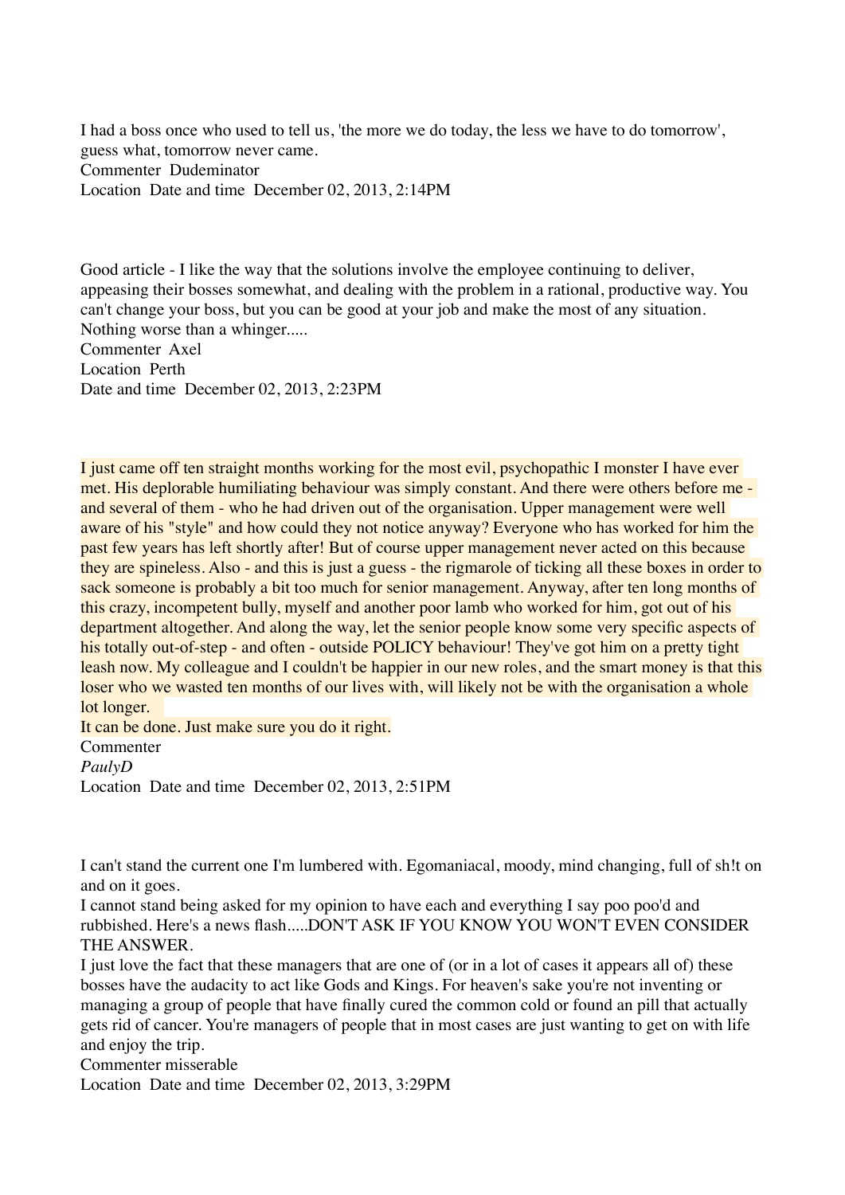I had a boss once who used to tell us, 'the more we do today, the less we have to do tomorrow', guess what, tomorrow never came.
Commenter  Dudeminator
Location  Date and time  December 02, 2013, 2:14PM

Good article - I like the way that the solutions involve the employee continuing to deliver, appeasing their bosses somewhat, and dealing with the problem in a rational, productive way. You can't change your boss, but you can be good at your job and make the most of any situation. Nothing worse than a whinger.....
Commenter  Axel
Location  Perth
Date and time  December 02, 2013, 2:23PM

I just came off ten straight months working for the most evil, psychopathic I monster I have ever met. His deplorable humiliating behaviour was simply constant. And there were others before me - and several of them - who he had driven out of the organisation. Upper management were well aware of his "style" and how could they not notice anyway? Everyone who has worked for him the past few years has left shortly after! But of course upper management never acted on this because they are spineless. Also - and this is just a guess - the rigmarole of ticking all these boxes in order to sack someone is probably a bit too much for senior management. Anyway, after ten long months of this crazy, incompetent bully, myself and another poor lamb who worked for him, got out of his department altogether. And along the way, let the senior people know some very specific aspects of his totally out-of-step - and often - outside POLICY behaviour! They've got him on a pretty tight leash now. My colleague and I couldn't be happier in our new roles, and the smart money is that this loser who we wasted ten months of our lives with, will likely not be with the organisation a whole lot longer.
It can be done. Just make sure you do it right.
Commenter
*PaulyD*
Location  Date and time  December 02, 2013, 2:51PM

I can't stand the current one I'm lumbered with. Egomaniacal, moody, mind changing, full of sh!t on and on it goes.
I cannot stand being asked for my opinion to have each and everything I say poo poo'd and rubbished. Here's a news flash.....DON'T ASK IF YOU KNOW YOU WON'T EVEN CONSIDER THE ANSWER.
I just love the fact that these managers that are one of (or in a lot of cases it appears all of) these bosses have the audacity to act like Gods and Kings. For heaven's sake you're not inventing or managing a group of people that have finally cured the common cold or found an pill that actually gets rid of cancer. You're managers of people that in most cases are just wanting to get on with life and enjoy the trip.
Commenter misserable
Location  Date and time  December 02, 2013, 3:29PM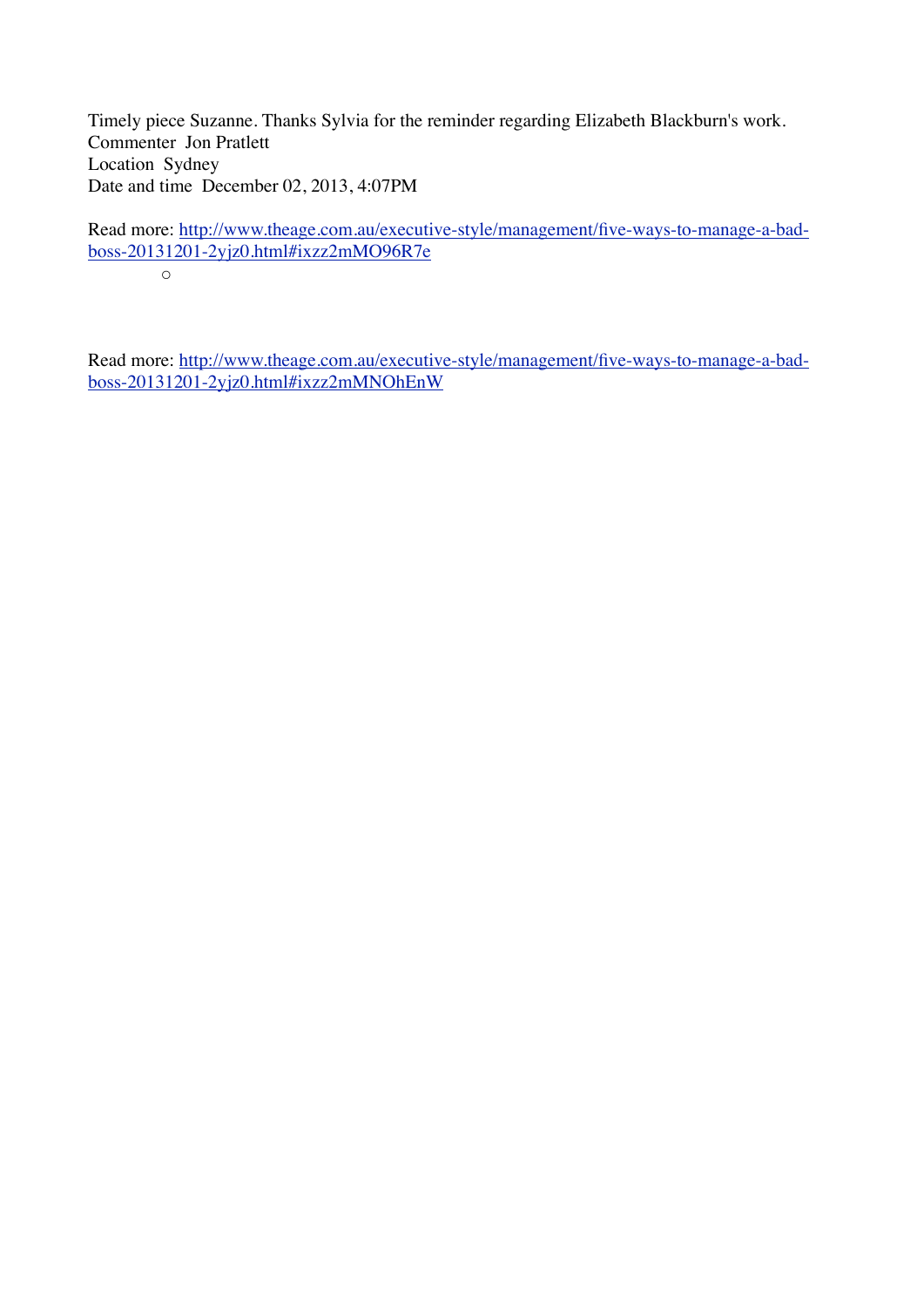Timely piece Suzanne. Thanks Sylvia for the reminder regarding Elizabeth Blackburn's work.
Commenter Jon Pratlett
Location Sydney
Date and time December 02, 2013, 4:07PM

Read more: [http://www.theage.com.au/executive-style/management/five-ways-to-manage-a-bad-boss-20131201-2yjz0.html#ixzz2mMO96R7e](http://www.theage.com.au/executive-style/management/five-ways-to-manage-a-bad-boss-20131201-2yjz0.html#ixzz2mMO96R7e)

- 

Read more: [http://www.theage.com.au/executive-style/management/five-ways-to-manage-a-bad-boss-20131201-2yjz0.html#ixzz2mMNOhEnW](http://www.theage.com.au/executive-style/management/five-ways-to-manage-a-bad-boss-20131201-2yjz0.html#ixzz2mMNOhEnW)